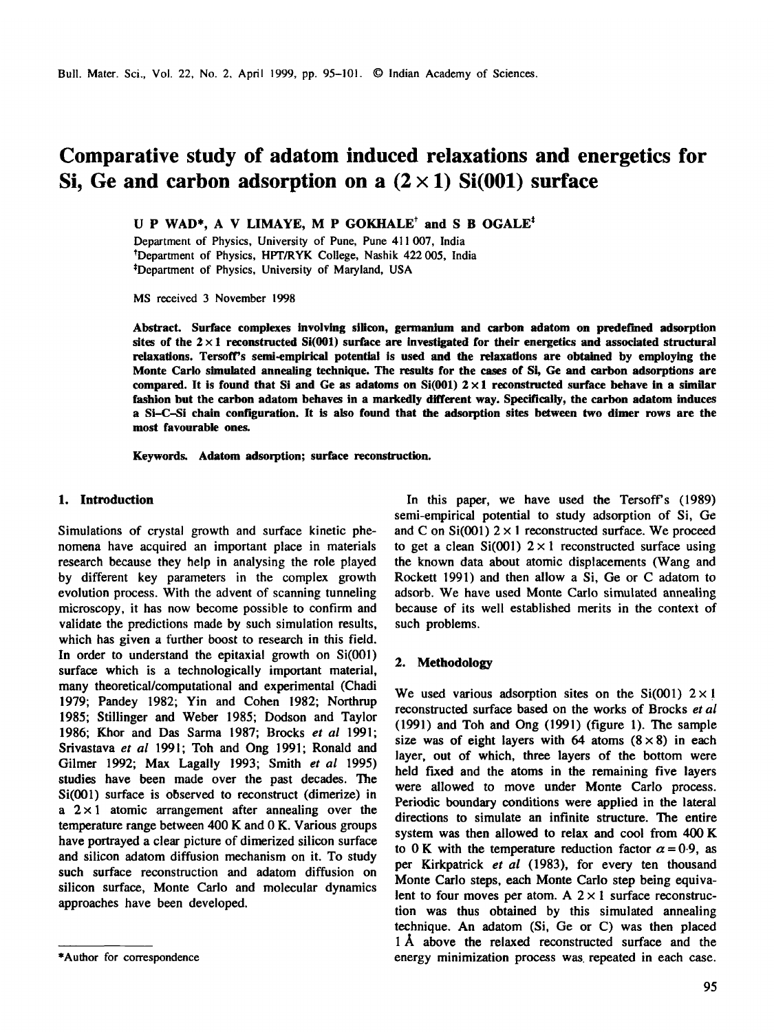# Comparative study of adatom induced relaxations and energetics for Si, Ge and carbon adsorption on a $(2 \times 1)$ Si(001) surface

**U P WAD\*, A V LIMAYE, M P GOKHALE[†] and S B OGALE[‡]**

Department of Physics, University of Pune, Pune 411 007, India
[†]Department of Physics, HPT/RYK College, Nashik 422 005, India
[‡]Department of Physics, University of Maryland, USA

MS received 3 November 1998

**Abstract.** Surface complexes involving silicon, germanium and carbon adatom on predefined adsorption sites of the $2 \times 1$ reconstructed Si(001) surface are investigated for their energetics and associated structural relaxations. Tersoff's semi-empirical potential is used and the relaxations are obtained by employing the Monte Carlo simulated annealing technique. The results for the cases of Si, Ge and carbon adsorptions are compared. It is found that Si and Ge as adatoms on Si(001) $2 \times 1$ reconstructed surface behave in a similar fashion but the carbon adatom behaves in a markedly different way. Specifically, the carbon adatom induces a Si–C–Si chain configuration. It is also found that the adsorption sites between two dimer rows are the most favourable ones.

**Keywords.** Adatom adsorption; surface reconstruction.

## 1. Introduction

Simulations of crystal growth and surface kinetic phenomena have acquired an important place in materials research because they help in analysing the role played by different key parameters in the complex growth evolution process. With the advent of scanning tunneling microscopy, it has now become possible to confirm and validate the predictions made by such simulation results, which has given a further boost to research in this field. In order to understand the epitaxial growth on Si(001) surface which is a technologically important material, many theoretical/computational and experimental (Chadi 1979; Pandey 1982; Yin and Cohen 1982; Northrup 1985; Stillinger and Weber 1985; Dodson and Taylor 1986; Khor and Das Sarma 1987; Brocks *et al* 1991; Srivastava *et al* 1991; Toh and Ong 1991; Ronald and Gilmer 1992; Max Lagally 1993; Smith *et al* 1995) studies have been made over the past decades. The Si(001) surface is observed to reconstruct (dimerize) in a $2 \times 1$ atomic arrangement after annealing over the temperature range between 400 K and 0 K. Various groups have portrayed a clear picture of dimerized silicon surface and silicon adatom diffusion mechanism on it. To study such surface reconstruction and adatom diffusion on silicon surface, Monte Carlo and molecular dynamics approaches have been developed.

In this paper, we have used the Tersoff's (1989) semi-empirical potential to study adsorption of Si, Ge and C on Si(001) $2 \times 1$ reconstructed surface. We proceed to get a clean Si(001) $2 \times 1$ reconstructed surface using the known data about atomic displacements (Wang and Rockett 1991) and then allow a Si, Ge or C adatom to adsorb. We have used Monte Carlo simulated annealing because of its well established merits in the context of such problems.

## 2. Methodology

We used various adsorption sites on the Si(001) $2 \times 1$ reconstructed surface based on the works of Brocks *et al* (1991) and Toh and Ong (1991) (figure 1). The sample size was of eight layers with 64 atoms $(8 \times 8)$ in each layer, out of which, three layers of the bottom were held fixed and the atoms in the remaining five layers were allowed to move under Monte Carlo process. Periodic boundary conditions were applied in the lateral directions to simulate an infinite structure. The entire system was then allowed to relax and cool from 400 K to 0 K with the temperature reduction factor $\alpha = 0.9$, as per Kirkpatrick *et al* (1983), for every ten thousand Monte Carlo steps, each Monte Carlo step being equivalent to four moves per atom. A $2 \times 1$ surface reconstruction was thus obtained by this simulated annealing technique. An adatom (Si, Ge or C) was then placed 1 Å above the relaxed reconstructed surface and the energy minimization process was repeated in each case.

\*Author for correspondence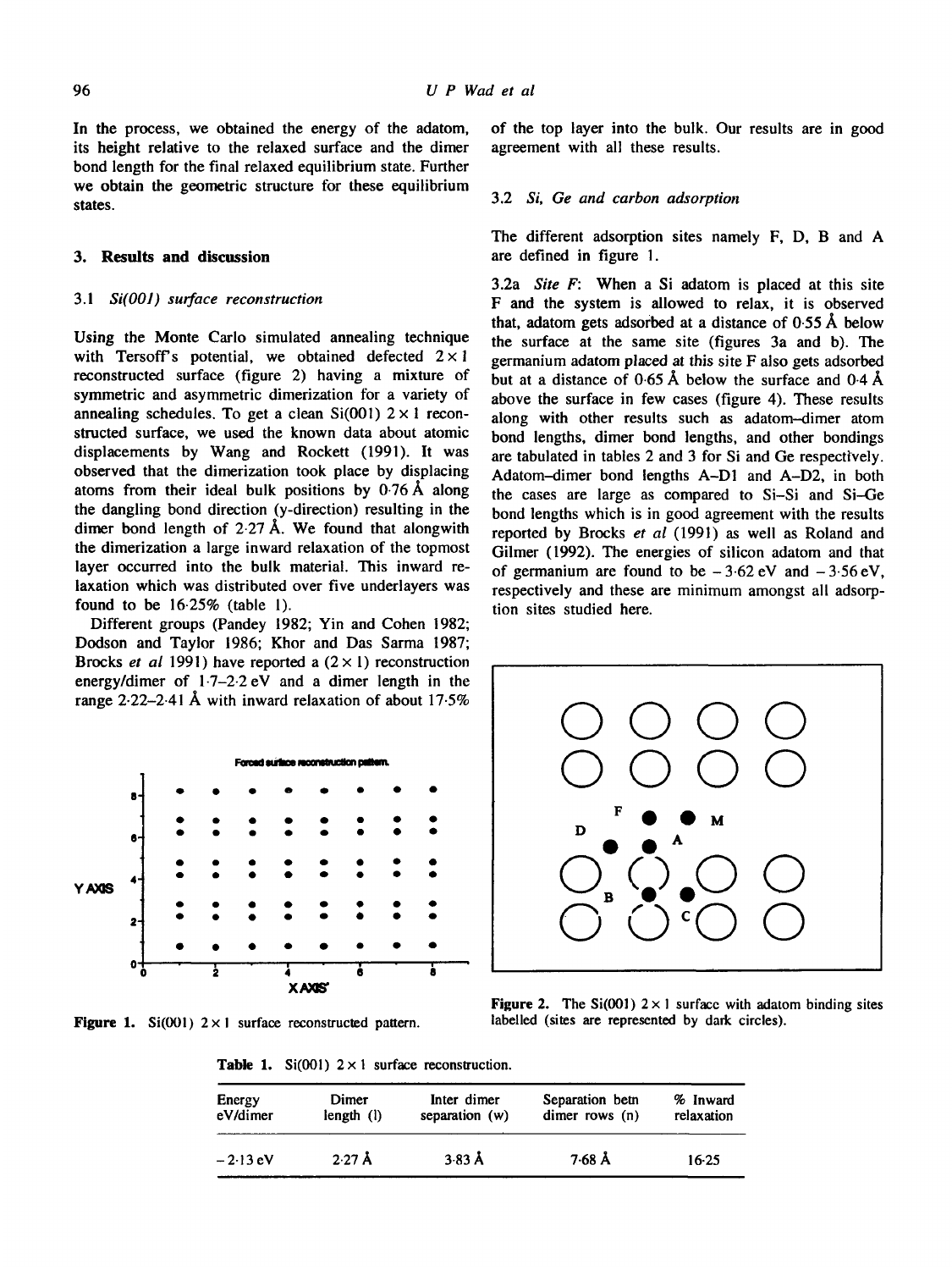In the process, we obtained the energy of the adatom, its height relative to the relaxed surface and the dimer bond length for the final relaxed equilibrium state. Further we obtain the geometric structure for these equilibrium states.

## 3. Results and discussion

### 3.1 *Si(001) surface reconstruction*

Using the Monte Carlo simulated annealing technique with Tersoff's potential, we obtained defected $2 \times 1$ reconstructed surface (figure 2) having a mixture of symmetric and asymmetric dimerization for a variety of annealing schedules. To get a clean Si(001) $2 \times 1$ reconstructed surface, we used the known data about atomic displacements by Wang and Rockett (1991). It was observed that the dimerization took place by displacing atoms from their ideal bulk positions by 0·76 Å along the dangling bond direction (y-direction) resulting in the dimer bond length of 2·27 Å. We found that alongwith the dimerization a large inward relaxation of the topmost layer occurred into the bulk material. This inward relaxation which was distributed over five underlayers was found to be 16·25% (table 1).

Different groups (Pandey 1982; Yin and Cohen 1982; Dodson and Taylor 1986; Khor and Das Sarma 1987; Brocks *et al* 1991) have reported a $(2 \times 1)$ reconstruction energy/dimer of 1·7–2·2 eV and a dimer length in the range 2·22–2·41 Å with inward relaxation of about 17·5% of the top layer into the bulk. Our results are in good agreement with all these results.

Figure 1. Si(001) $2 \times 1$ surface reconstructed pattern.

Figure 2. The Si(001) $2 \times 1$ surface with adatom binding sites labelled (sites are represented by dark circles).

### 3.2 *Si, Ge and carbon adsorption*

The different adsorption sites namely F, D, B and A are defined in figure 1.

3.2a *Site F*: When a Si adatom is placed at this site F and the system is allowed to relax, it is observed that, adatom gets adsorbed at a distance of 0·55 Å below the surface at the same site (figures 3a and b). The germanium adatom placed at this site F also gets adsorbed but at a distance of 0·65 Å below the surface and 0·4 Å above the surface in few cases (figure 4). These results along with other results such as adatom–dimer atom bond lengths, dimer bond lengths, and other bondings are tabulated in tables 2 and 3 for Si and Ge respectively. Adatom–dimer bond lengths A–D1 and A–D2, in both the cases are large as compared to Si–Si and Si–Ge bond lengths which is in good agreement with the results reported by Brocks *et al* (1991) as well as Roland and Gilmer (1992). The energies of silicon adatom and that of germanium are found to be $-3·62$ eV and $-3·56$ eV, respectively and these are minimum amongst all adsorption sites studied here.

**Table 1.** Si(001) $2 \times 1$ surface reconstruction.

| Energy eV/dimer | Dimer length (l) | Inter dimer separation (w) | Separation betn dimer rows (n) | % Inward relaxation |
|---|---|---|---|---|
| $-2·13$ eV | 2·27 Å | 3·83 Å | 7·68 Å | 16·25 |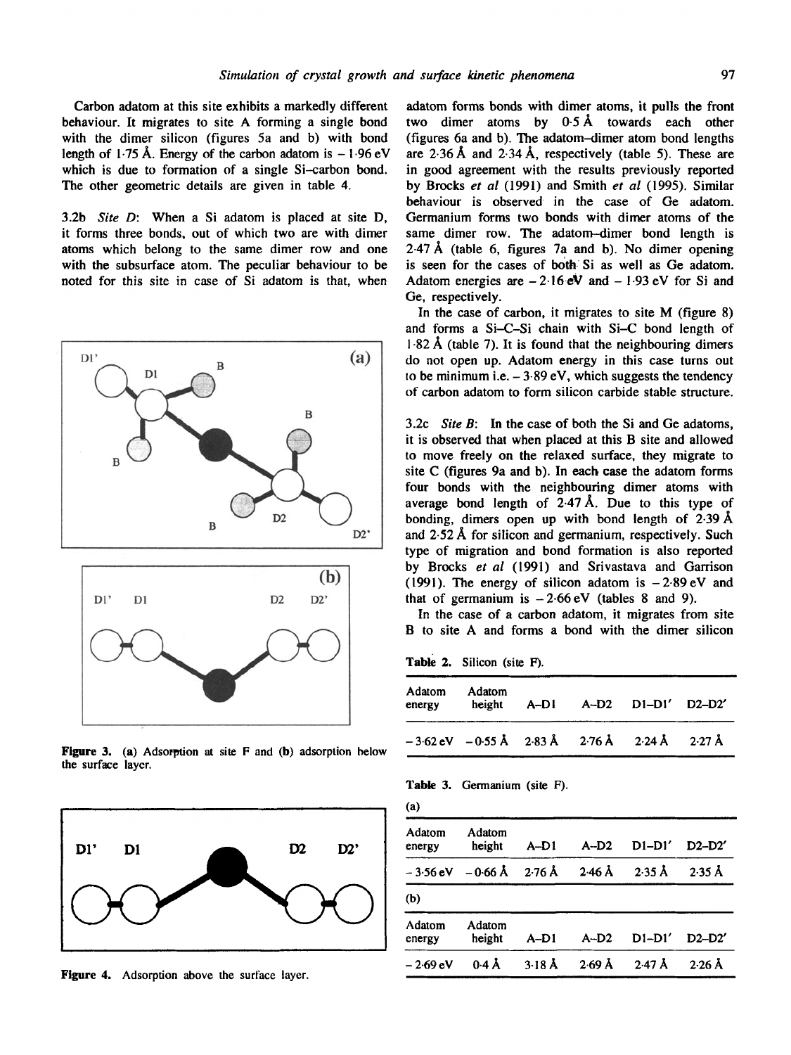Carbon adatom at this site exhibits a markedly different behaviour. It migrates to site A forming a single bond with the dimer silicon (figures 5a and b) with bond length of 1·75 Å. Energy of the carbon adatom is – 1·96 eV which is due to formation of a single Si–carbon bond. The other geometric details are given in table 4.

3.2b *Site D*: When a Si adatom is placed at site D, it forms three bonds, out of which two are with dimer atoms which belong to the same dimer row and one with the subsurface atom. The peculiar behaviour to be noted for this site in case of Si adatom is that, when adatom forms bonds with dimer atoms, it pulls the front two dimer atoms by 0·5 Å towards each other (figures 6a and b). The adatom–dimer atom bond lengths are 2·36 Å and 2·34 Å, respectively (table 5). These are in good agreement with the results previously reported by Brocks *et al* (1991) and Smith *et al* (1995). Similar behaviour is observed in the case of Ge adatom. Germanium forms two bonds with dimer atoms of the same dimer row. The adatom–dimer bond length is 2·47 Å (table 6, figures 7a and b). No dimer opening is seen for the cases of both Si as well as Ge adatom. Adatom energies are – 2·16 eV and – 1·93 eV for Si and Ge, respectively.

In the case of carbon, it migrates to site M (figure 8) and forms a Si–C–Si chain with Si–C bond length of 1·82 Å (table 7). It is found that the neighbouring dimers do not open up. Adatom energy in this case turns out to be minimum i.e. – 3·89 eV, which suggests the tendency of carbon adatom to form silicon carbide stable structure.

Figure 3. (a) Adsorption at site F and (b) adsorption below the surface layer.

Figure 4. Adsorption above the surface layer.

3.2c *Site B*: In the case of both the Si and Ge adatoms, it is observed that when placed at this B site and allowed to move freely on the relaxed surface, they migrate to site C (figures 9a and b). In each case the adatom forms four bonds with the neighbouring dimer atoms with average bond length of 2·47 Å. Due to this type of bonding, dimers open up with bond length of 2·39 Å and 2·52 Å for silicon and germanium, respectively. Such type of migration and bond formation is also reported by Brocks *et al* (1991) and Srivastava and Garrison (1991). The energy of silicon adatom is – 2·89 eV and that of germanium is – 2·66 eV (tables 8 and 9).

In the case of a carbon adatom, it migrates from site B to site A and forms a bond with the dimer silicon

**Table 2.** Silicon (site F).

| Adatom energy | Adatom height | A–D1 | A–D2 | D1–D1′ | D2–D2′ |
|---|---|---|---|---|---|
| – 3·62 eV | – 0·55 Å | 2·83 Å | 2·76 Å | 2·24 Å | 2·27 Å |

**Table 3.** Germanium (site F).

(a)

| Adatom energy | Adatom height | A–D1 | A–D2 | D1–D1′ | D2–D2′ |
|---|---|---|---|---|---|
| – 3·56 eV | – 0·66 Å | 2·76 Å | 2·46 Å | 2·35 Å | 2·35 Å |

(b)

| Adatom energy | Adatom height | A–D1 | A–D2 | D1–D1′ | D2–D2′ |
|---|---|---|---|---|---|
| – 2·69 eV | 0·4 Å | 3·18 Å | 2·69 Å | 2·47 Å | 2·26 Å |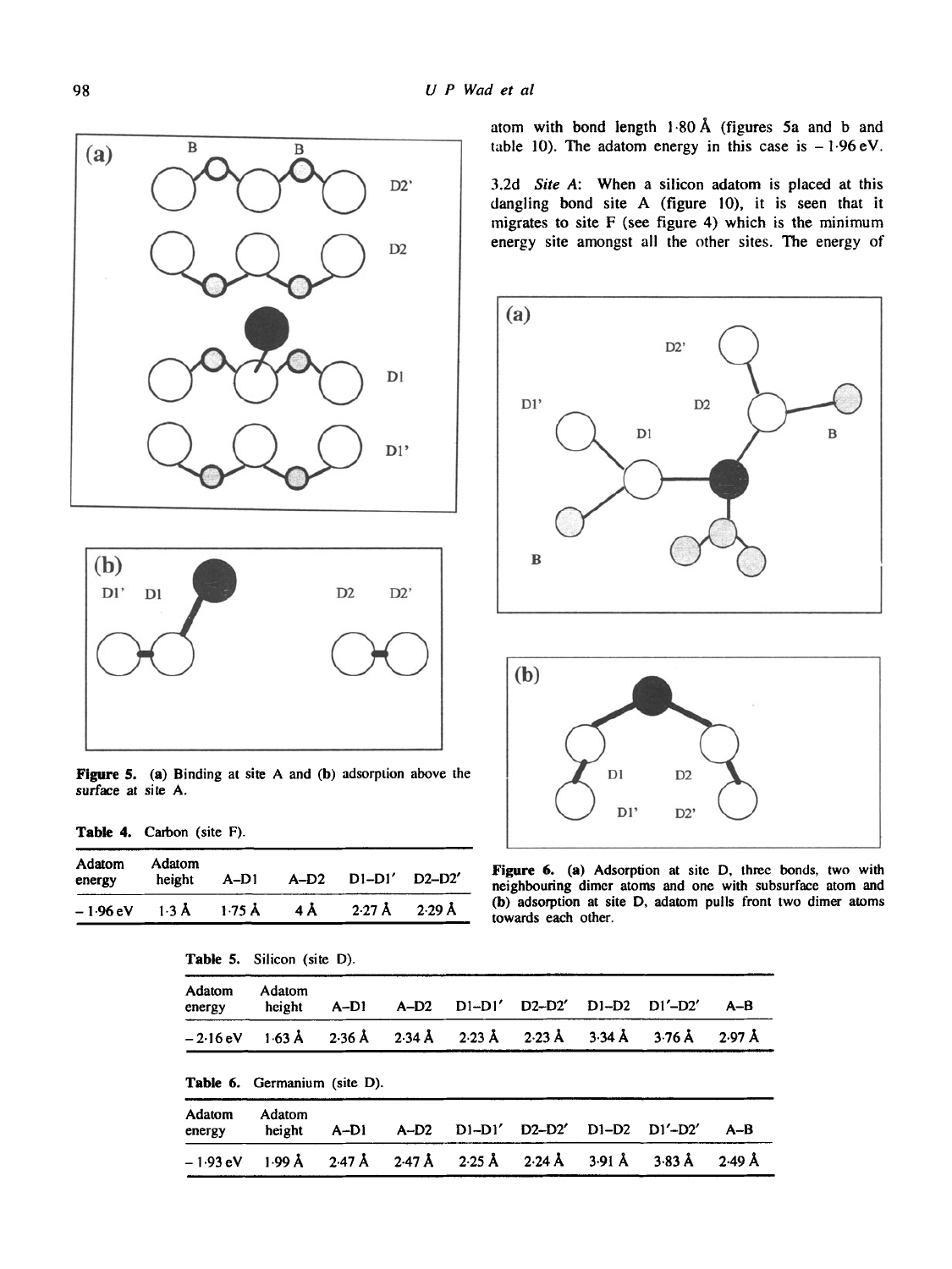atom with bond length 1·80 Å (figures 5a and b and table 10). The adatom energy in this case is − 1·96 eV.

3.2d *Site A*: When a silicon adatom is placed at this dangling bond site A (figure 10), it is seen that it migrates to site F (see figure 4) which is the minimum energy site amongst all the other sites. The energy of

**Figure 5.** (a) Binding at site A and (b) adsorption above the surface at site A.

**Figure 6.** (a) Adsorption at site D, three bonds, two with neighbouring dimer atoms and one with subsurface atom and (b) adsorption at site D, adatom pulls front two dimer atoms towards each other.

**Table 4.** Carbon (site F).

| Adatom energy | Adatom height | A–D1 | A–D2 | D1–D1′ | D2–D2′ |
|---|---|---|---|---|---|
| − 1·96 eV | 1·3 Å | 1·75 Å | 4 Å | 2·27 Å | 2·29 Å |

**Table 5.** Silicon (site D).

| Adatom energy | Adatom height | A–D1 | A–D2 | D1–D1′ | D2–D2′ | D1–D2 | D1′–D2′ | A–B |
|---|---|---|---|---|---|---|---|---|
| − 2·16 eV | 1·63 Å | 2·36 Å | 2·34 Å | 2·23 Å | 2·23 Å | 3·34 Å | 3·76 Å | 2·97 Å |

**Table 6.** Germanium (site D).

| Adatom energy | Adatom height | A–D1 | A–D2 | D1–D1′ | D2–D2′ | D1–D2 | D1′–D2′ | A–B |
|---|---|---|---|---|---|---|---|---|
| − 1·93 eV | 1·99 Å | 2·47 Å | 2·47 Å | 2·25 Å | 2·24 Å | 3·91 Å | 3·83 Å | 2·49 Å |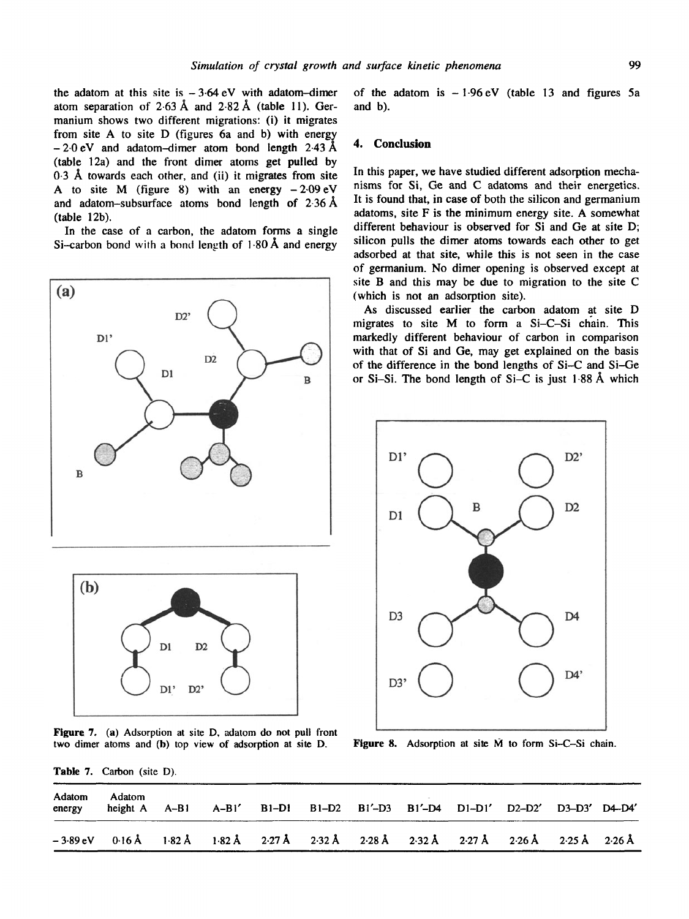the adatom at this site is $-3.64$ eV with adatom–dimer atom separation of 2·63 Å and 2·82 Å (table 11). Germanium shows two different migrations: (i) it migrates from site A to site D (figures 6a and b) with energy $-2.0$ eV and adatom–dimer atom bond length 2·43 Å (table 12a) and the front dimer atoms get pulled by 0·3 Å towards each other, and (ii) it migrates from site A to site M (figure 8) with an energy $-2.09$ eV and adatom–subsurface atoms bond length of 2·36 Å (table 12b).

In the case of a carbon, the adatom forms a single Si–carbon bond with a bond length of 1·80 Å and energy of the adatom is $-1.96$ eV (table 13 and figures 5a and b).

**Figure 7.** (a) Adsorption at site D, adatom do not pull front two dimer atoms and (b) top view of adsorption at site D.

## 4. Conclusion

In this paper, we have studied different adsorption mechanisms for Si, Ge and C adatoms and their energetics. It is found that, in case of both the silicon and germanium adatoms, site F is the minimum energy site. A somewhat different behaviour is observed for Si and Ge at site D; silicon pulls the dimer atoms towards each other to get adsorbed at that site, while this is not seen in the case of germanium. No dimer opening is observed except at site B and this may be due to migration to the site C (which is not an adsorption site).

As discussed earlier the carbon adatom at site D migrates to site M to form a Si–C–Si chain. This markedly different behaviour of carbon in comparison with that of Si and Ge, may get explained on the basis of the difference in the bond lengths of Si–C and Si–Ge or Si–Si. The bond length of Si–C is just 1·88 Å which

**Figure 8.** Adsorption at site M to form Si–C–Si chain.

**Table 7.** Carbon (site D).

| Adatom energy | Adatom height A | A–B1 | A–B1′ | B1–D1 | B1–D2 | B1′–D3 | B1′–D4 | D1–D1′ | D2–D2′ | D3–D3′ | D4–D4′ |
|---|---|---|---|---|---|---|---|---|---|---|---|
| $-3.89$ eV | 0·16 Å | 1·82 Å | 1·82 Å | 2·27 Å | 2·32 Å | 2·28 Å | 2·32 Å | 2·27 Å | 2·26 Å | 2·25 Å | 2·26 Å |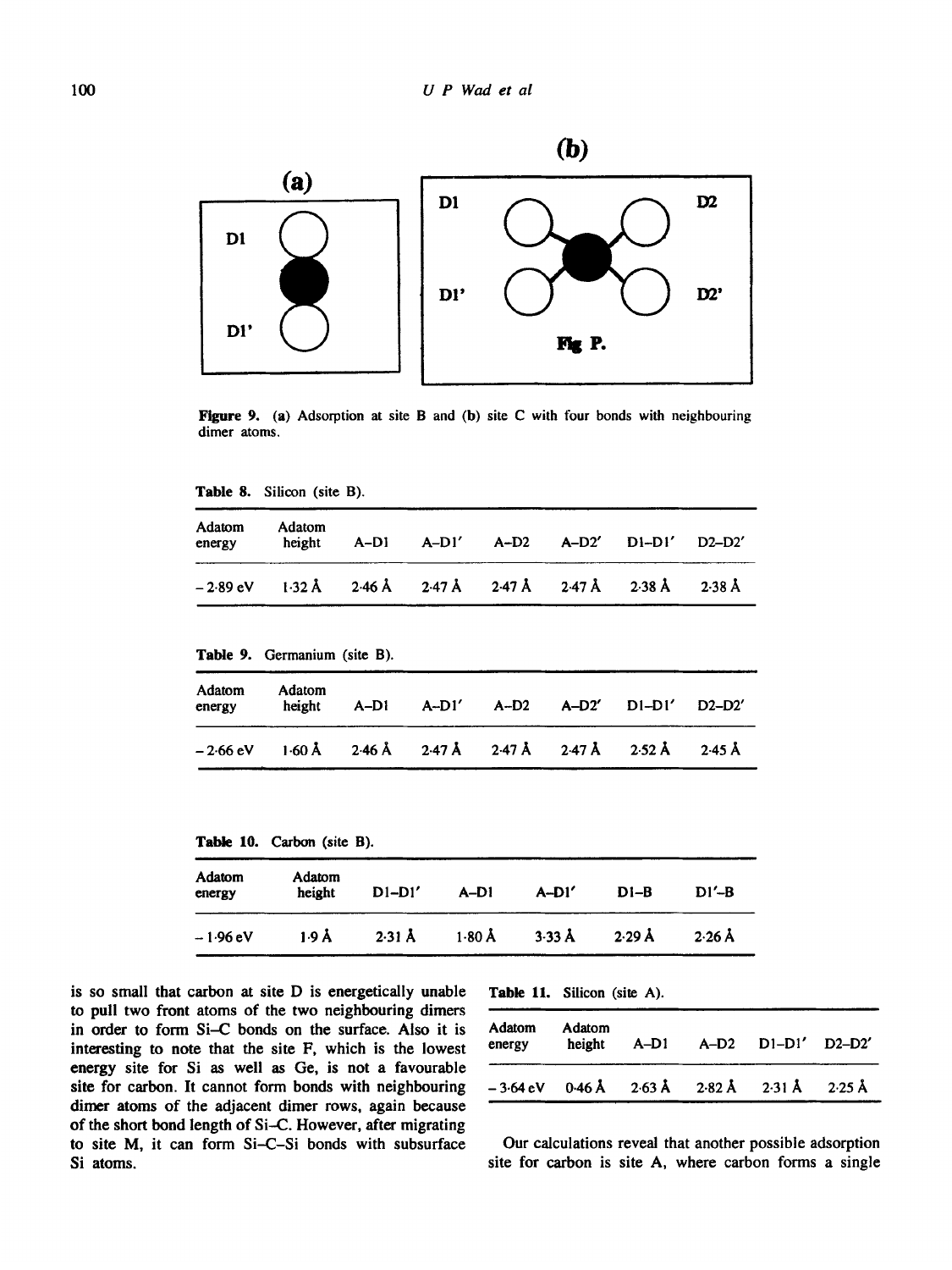Figure 9. (a) Adsorption at site B and (b) site C with four bonds with neighbouring dimer atoms.

Table 8. Silicon (site B).

| Adatom energy | Adatom height | A–D1 | A–D1′ | A–D2 | A–D2′ | D1–D1′ | D2–D2′ |
|---|---|---|---|---|---|---|---|
| – 2·89 eV | 1·32 Å | 2·46 Å | 2·47 Å | 2·47 Å | 2·47 Å | 2·38 Å | 2·38 Å |

Table 9. Germanium (site B).

| Adatom energy | Adatom height | A–D1 | A–D1′ | A–D2 | A–D2′ | D1–D1′ | D2–D2′ |
|---|---|---|---|---|---|---|---|
| – 2·66 eV | 1·60 Å | 2·46 Å | 2·47 Å | 2·47 Å | 2·47 Å | 2·52 Å | 2·45 Å |

Table 10. Carbon (site B).

| Adatom energy | Adatom height | D1–D1′ | A–D1 | A–D1′ | D1–B | D1′–B |
|---|---|---|---|---|---|---|
| – 1·96 eV | 1·9 Å | 2·31 Å | 1·80 Å | 3·33 Å | 2·29 Å | 2·26 Å |

is so small that carbon at site D is energetically unable to pull two front atoms of the two neighbouring dimers in order to form Si–C bonds on the surface. Also it is interesting to note that the site F, which is the lowest energy site for Si as well as Ge, is not a favourable site for carbon. It cannot form bonds with neighbouring dimer atoms of the adjacent dimer rows, again because of the short bond length of Si–C. However, after migrating to site M, it can form Si–C–Si bonds with subsurface Si atoms.

Table 11. Silicon (site A).

| Adatom energy | Adatom height | A–D1 | A–D2 | D1–D1′ | D2–D2′ |
|---|---|---|---|---|---|
| – 3·64 eV | 0·46 Å | 2·63 Å | 2·82 Å | 2·31 Å | 2·25 Å |

Our calculations reveal that another possible adsorption site for carbon is site A, where carbon forms a single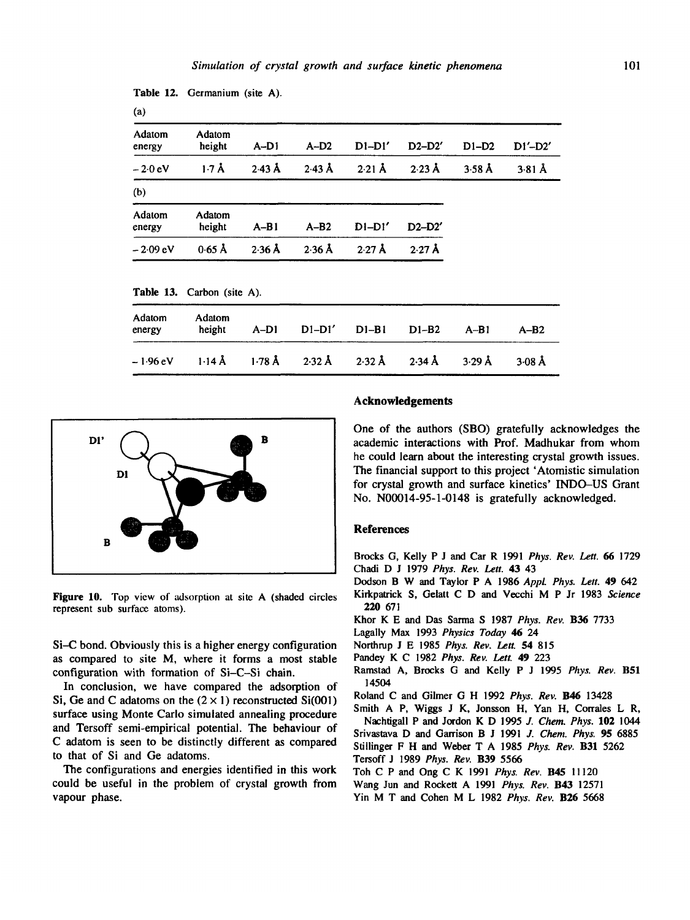Table 12. Germanium (site A).

(a)

| Adatom energy | Adatom height | A–D1 | A–D2 | D1–D1′ | D2–D2′ | D1–D2 | D1′–D2′ |
|---|---|---|---|---|---|---|---|
| −2·0 eV | 1·7 Å | 2·43 Å | 2·43 Å | 2·21 Å | 2·23 Å | 3·58 Å | 3·81 Å |

(b)

| Adatom energy | Adatom height | A–B1 | A–B2 | D1–D1′ | D2–D2′ |
|---|---|---|---|---|---|
| −2·09 eV | 0·65 Å | 2·36 Å | 2·36 Å | 2·27 Å | 2·27 Å |

Table 13. Carbon (site A).

| Adatom energy | Adatom height | A–D1 | D1–D1′ | D1–B1 | D1–B2 | A–B1 | A–B2 |
|---|---|---|---|---|---|---|---|
| −1·96 eV | 1·14 Å | 1·78 Å | 2·32 Å | 2·32 Å | 2·34 Å | 3·29 Å | 3·08 Å |

D1'

D1

B

B

Figure 10. Top view of adsorption at site A (shaded circles represent sub surface atoms).

Si–C bond. Obviously this is a higher energy configuration as compared to site M, where it forms a most stable configuration with formation of Si–C–Si chain.

In conclusion, we have compared the adsorption of Si, Ge and C adatoms on the $(2 \times 1)$ reconstructed Si(001) surface using Monte Carlo simulated annealing procedure and Tersoff semi-empirical potential. The behaviour of C adatom is seen to be distinctly different as compared to that of Si and Ge adatoms.

The configurations and energies identified in this work could be useful in the problem of crystal growth from vapour phase.

## Acknowledgements

One of the authors (SBO) gratefully acknowledges the academic interactions with Prof. Madhukar from whom he could learn about the interesting crystal growth issues. The financial support to this project 'Atomistic simulation for crystal growth and surface kinetics' INDO-US Grant No. N00014-95-1-0148 is gratefully acknowledged.

## References

Brocks G, Kelly P J and Car R 1991 *Phys. Rev. Lett.* **66** 1729
Chadi D J 1979 *Phys. Rev. Lett.* **43** 43
Dodson B W and Taylor P A 1986 *Appl. Phys. Lett.* **49** 642
Kirkpatrick S, Gelatt C D and Vecchi M P Jr 1983 *Science* **220** 671
Khor K E and Das Sarma S 1987 *Phys. Rev.* **B36** 7733
Lagally Max 1993 *Physics Today* **46** 24
Northrup J E 1985 *Phys. Rev. Lett.* **54** 815
Pandey K C 1982 *Phys. Rev. Lett.* **49** 223
Ramstad A, Brocks G and Kelly P J 1995 *Phys. Rev.* **B51** 14504
Roland C and Gilmer G H 1992 *Phys. Rev.* **B46** 13428
Smith A P, Wiggs J K, Jonsson H, Yan H, Corrales L R, Nachtigall P and Jordon K D 1995 *J. Chem. Phys.* **102** 1044
Srivastava D and Garrison B J 1991 *J. Chem. Phys.* **95** 6885
Stillinger F H and Weber T A 1985 *Phys. Rev.* **B31** 5262
Tersoff J 1989 *Phys. Rev.* **B39** 5566
Toh C P and Ong C K 1991 *Phys. Rev.* **B45** 11120
Wang Jun and Rockett A 1991 *Phys. Rev.* **B43** 12571
Yin M T and Cohen M L 1982 *Phys. Rev.* **B26** 5668